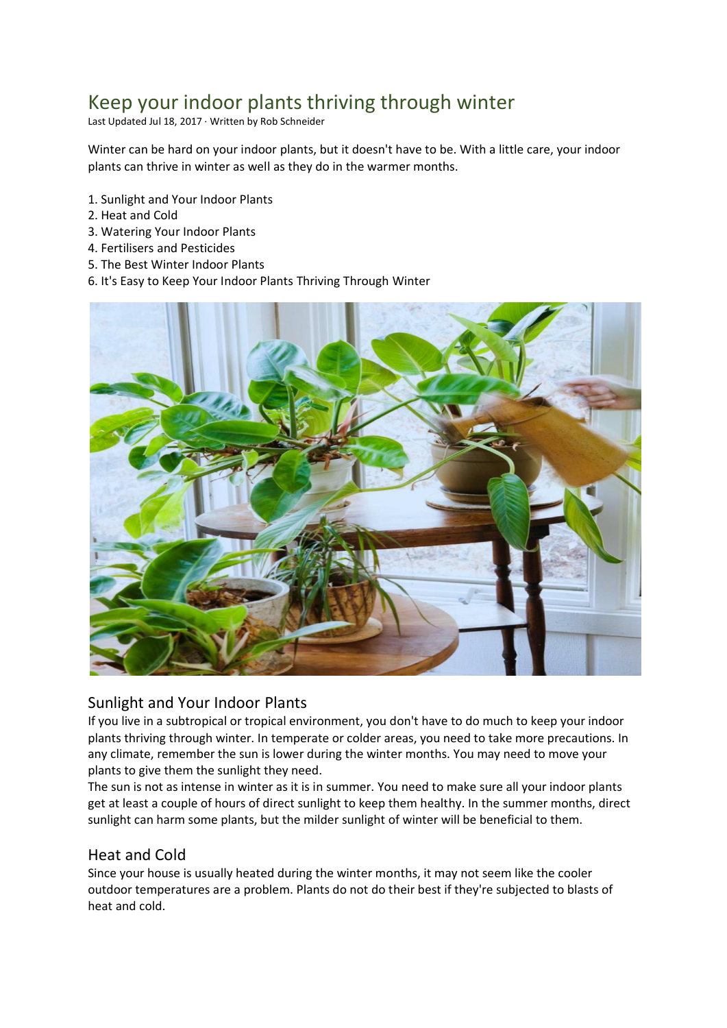# Keep your indoor plants thriving through winter

Last Updated Jul 18, 2017 · Written by Rob Schneider

Winter can be hard on your indoor plants, but it doesn't have to be. With a little care, your indoor plants can thrive in winter as well as they do in the warmer months.

1. Sunlight and Your Indoor Plants
2. Heat and Cold
3. Watering Your Indoor Plants
4. Fertilisers and Pesticides
5. The Best Winter Indoor Plants
6. It's Easy to Keep Your Indoor Plants Thriving Through Winter

## Sunlight and Your Indoor Plants

If you live in a subtropical or tropical environment, you don't have to do much to keep your indoor plants thriving through winter. In temperate or colder areas, you need to take more precautions. In any climate, remember the sun is lower during the winter months. You may need to move your plants to give them the sunlight they need.

The sun is not as intense in winter as it is in summer. You need to make sure all your indoor plants get at least a couple of hours of direct sunlight to keep them healthy. In the summer months, direct sunlight can harm some plants, but the milder sunlight of winter will be beneficial to them.

## Heat and Cold

Since your house is usually heated during the winter months, it may not seem like the cooler outdoor temperatures are a problem. Plants do not do their best if they're subjected to blasts of heat and cold.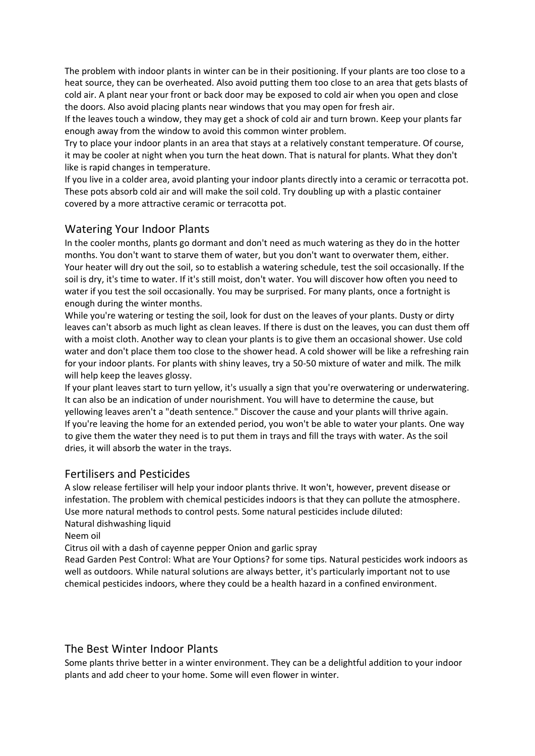The problem with indoor plants in winter can be in their positioning. If your plants are too close to a heat source, they can be overheated. Also avoid putting them too close to an area that gets blasts of cold air. A plant near your front or back door may be exposed to cold air when you open and close the doors. Also avoid placing plants near windows that you may open for fresh air.

If the leaves touch a window, they may get a shock of cold air and turn brown. Keep your plants far enough away from the window to avoid this common winter problem.

Try to place your indoor plants in an area that stays at a relatively constant temperature. Of course, it may be cooler at night when you turn the heat down. That is natural for plants. What they don't like is rapid changes in temperature.

If you live in a colder area, avoid planting your indoor plants directly into a ceramic or terracotta pot. These pots absorb cold air and will make the soil cold. Try doubling up with a plastic container covered by a more attractive ceramic or terracotta pot.

## Watering Your Indoor Plants

In the cooler months, plants go dormant and don't need as much watering as they do in the hotter months. You don't want to starve them of water, but you don't want to overwater them, either. Your heater will dry out the soil, so to establish a watering schedule, test the soil occasionally. If the soil is dry, it's time to water. If it's still moist, don't water. You will discover how often you need to water if you test the soil occasionally. You may be surprised. For many plants, once a fortnight is enough during the winter months.

While you're watering or testing the soil, look for dust on the leaves of your plants. Dusty or dirty leaves can't absorb as much light as clean leaves. If there is dust on the leaves, you can dust them off with a moist cloth. Another way to clean your plants is to give them an occasional shower. Use cold water and don't place them too close to the shower head. A cold shower will be like a refreshing rain for your indoor plants. For plants with shiny leaves, try a 50-50 mixture of water and milk. The milk will help keep the leaves glossy.

If your plant leaves start to turn yellow, it's usually a sign that you're overwatering or underwatering. It can also be an indication of under nourishment. You will have to determine the cause, but yellowing leaves aren't a "death sentence." Discover the cause and your plants will thrive again.

If you're leaving the home for an extended period, you won't be able to water your plants. One way to give them the water they need is to put them in trays and fill the trays with water. As the soil dries, it will absorb the water in the trays.

## Fertilisers and Pesticides

A slow release fertiliser will help your indoor plants thrive. It won't, however, prevent disease or infestation. The problem with chemical pesticides indoors is that they can pollute the atmosphere. Use more natural methods to control pests. Some natural pesticides include diluted:

Natural dishwashing liquid

Neem oil

Citrus oil with a dash of cayenne pepper Onion and garlic spray

Read Garden Pest Control: What are Your Options? for some tips. Natural pesticides work indoors as well as outdoors. While natural solutions are always better, it's particularly important not to use chemical pesticides indoors, where they could be a health hazard in a confined environment.

## The Best Winter Indoor Plants

Some plants thrive better in a winter environment. They can be a delightful addition to your indoor plants and add cheer to your home. Some will even flower in winter.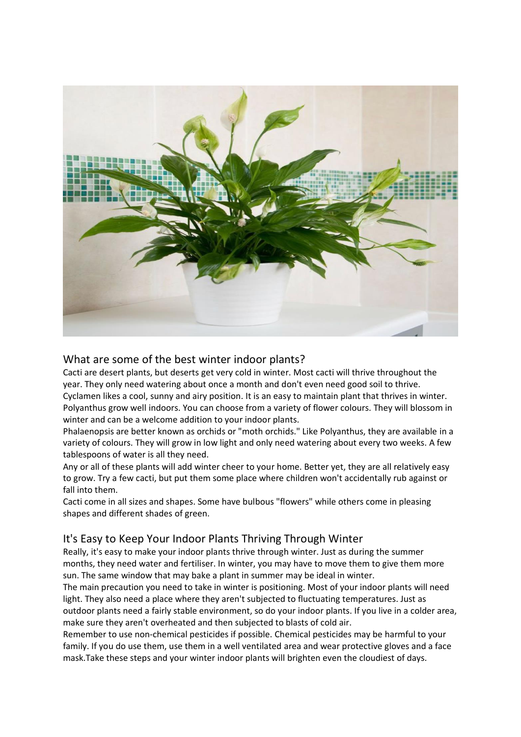## What are some of the best winter indoor plants?

Cacti are desert plants, but deserts get very cold in winter. Most cacti will thrive throughout the year. They only need watering about once a month and don't even need good soil to thrive.

Cyclamen likes a cool, sunny and airy position. It is an easy to maintain plant that thrives in winter.

Polyanthus grow well indoors. You can choose from a variety of flower colours. They will blossom in winter and can be a welcome addition to your indoor plants.

Phalaenopsis are better known as orchids or "moth orchids." Like Polyanthus, they are available in a variety of colours. They will grow in low light and only need watering about every two weeks. A few tablespoons of water is all they need.

Any or all of these plants will add winter cheer to your home. Better yet, they are all relatively easy to grow. Try a few cacti, but put them some place where children won't accidentally rub against or fall into them.

Cacti come in all sizes and shapes. Some have bulbous "flowers" while others come in pleasing shapes and different shades of green.

## It's Easy to Keep Your Indoor Plants Thriving Through Winter

Really, it's easy to make your indoor plants thrive through winter. Just as during the summer months, they need water and fertiliser. In winter, you may have to move them to give them more sun. The same window that may bake a plant in summer may be ideal in winter.

The main precaution you need to take in winter is positioning. Most of your indoor plants will need light. They also need a place where they aren't subjected to fluctuating temperatures. Just as outdoor plants need a fairly stable environment, so do your indoor plants. If you live in a colder area, make sure they aren't overheated and then subjected to blasts of cold air.

Remember to use non-chemical pesticides if possible. Chemical pesticides may be harmful to your family. If you do use them, use them in a well ventilated area and wear protective gloves and a face mask.Take these steps and your winter indoor plants will brighten even the cloudiest of days.